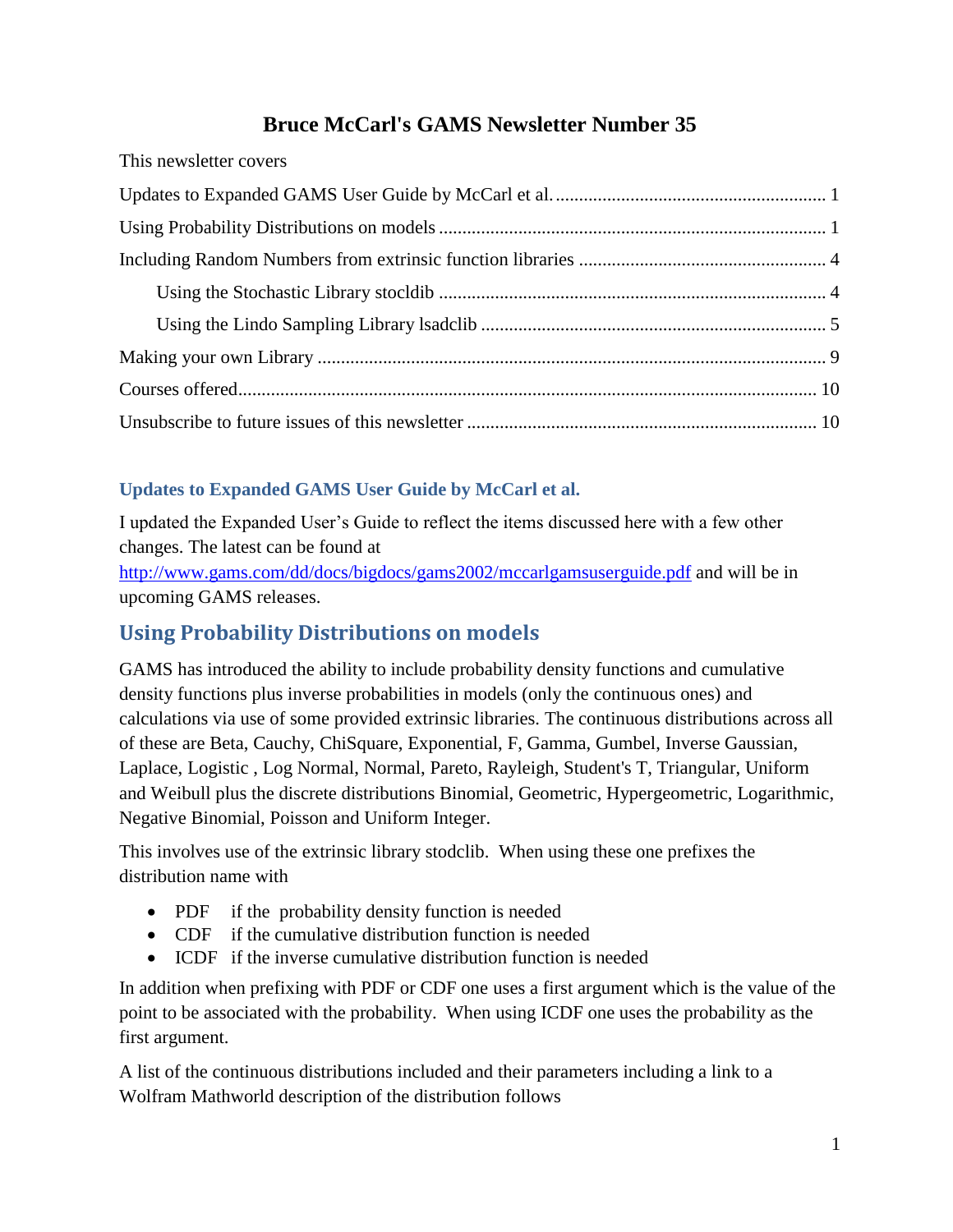# Bruce McCarl's GAMS Newsletter Number 35

This newsletter covers

- Updates to Expanded GAMS User Guide by McCarl et al. .......... 1
- Using Probability Distributions on models .......... 1
- Including Random Numbers from extrinsic function libraries .......... 4
  - Using the Stochastic Library stocldib .......... 4
  - Using the Lindo Sampling Library lsadclib .......... 5
- Making your own Library .......... 9
- Courses offered .......... 10
- Unsubscribe to future issues of this newsletter .......... 10

### Updates to Expanded GAMS User Guide by McCarl et al.

I updated the Expanded User's Guide to reflect the items discussed here with a few other changes. The latest can be found at [http://www.gams.com/dd/docs/bigdocs/gams2002/mccarlgamsuserguide.pdf](http://www.gams.com/dd/docs/bigdocs/gams2002/mccarlgamsuserguide.pdf) and will be in upcoming GAMS releases.

## Using Probability Distributions on models

GAMS has introduced the ability to include probability density functions and cumulative density functions plus inverse probabilities in models (only the continuous ones) and calculations via use of some provided extrinsic libraries. The continuous distributions across all of these are Beta, Cauchy, ChiSquare, Exponential, F, Gamma, Gumbel, Inverse Gaussian, Laplace, Logistic , Log Normal, Normal, Pareto, Rayleigh, Student's T, Triangular, Uniform and Weibull plus the discrete distributions Binomial, Geometric, Hypergeometric, Logarithmic, Negative Binomial, Poisson and Uniform Integer.

This involves use of the extrinsic library stodclib. When using these one prefixes the distribution name with

- PDF if the probability density function is needed
- CDF if the cumulative distribution function is needed
- ICDF if the inverse cumulative distribution function is needed

In addition when prefixing with PDF or CDF one uses a first argument which is the value of the point to be associated with the probability. When using ICDF one uses the probability as the first argument.

A list of the continuous distributions included and their parameters including a link to a Wolfram Mathworld description of the distribution follows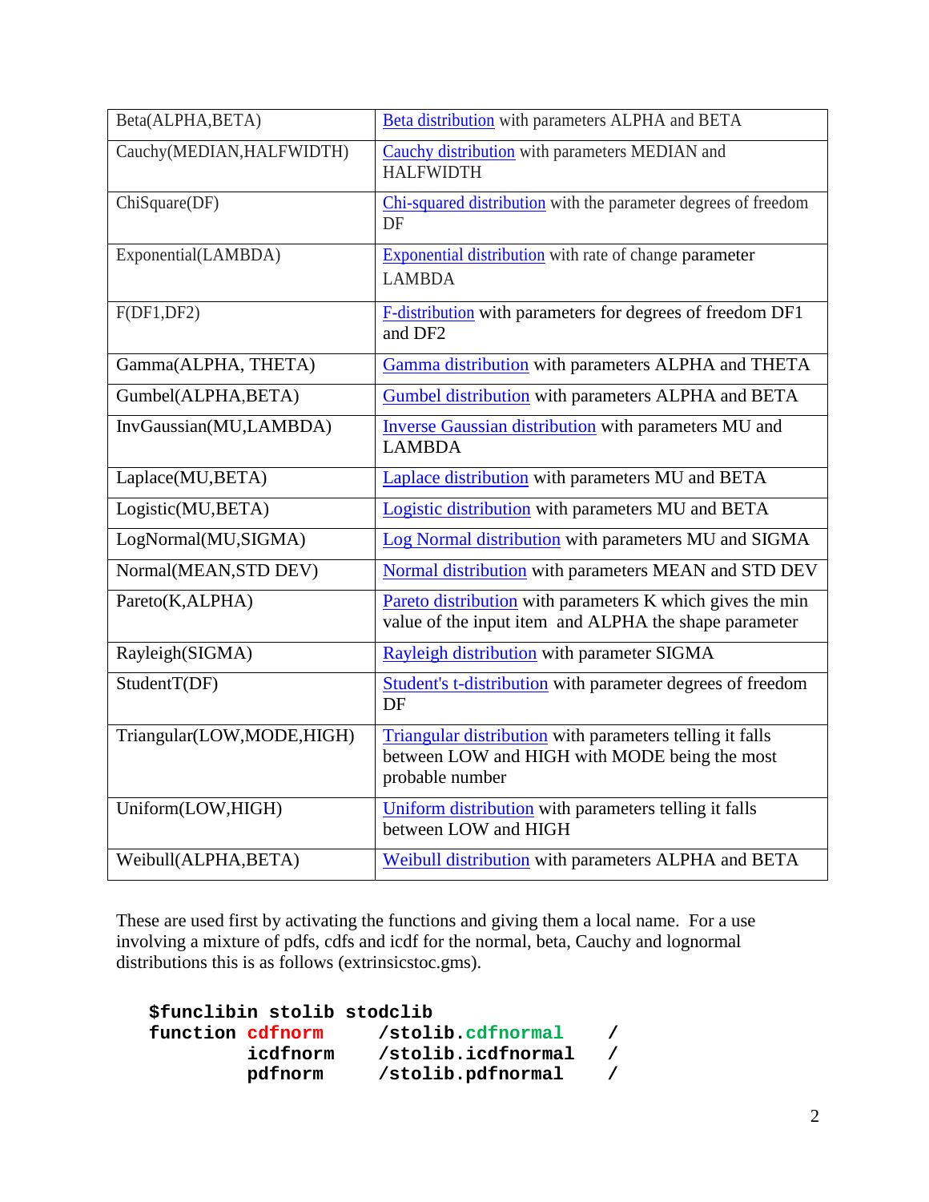| | |
|---|---|
| Beta(ALPHA,BETA) | Beta distribution with parameters ALPHA and BETA |
| Cauchy(MEDIAN,HALFWIDTH) | Cauchy distribution with parameters MEDIAN and HALFWIDTH |
| ChiSquare(DF) | Chi-squared distribution with the parameter degrees of freedom DF |
| Exponential(LAMBDA) | Exponential distribution with rate of change parameter LAMBDA |
| F(DF1,DF2) | F-distribution with parameters for degrees of freedom DF1 and DF2 |
| Gamma(ALPHA, THETA) | Gamma distribution with parameters ALPHA and THETA |
| Gumbel(ALPHA,BETA) | Gumbel distribution with parameters ALPHA and BETA |
| InvGaussian(MU,LAMBDA) | Inverse Gaussian distribution with parameters MU and LAMBDA |
| Laplace(MU,BETA) | Laplace distribution with parameters MU and BETA |
| Logistic(MU,BETA) | Logistic distribution with parameters MU and BETA |
| LogNormal(MU,SIGMA) | Log Normal distribution with parameters MU and SIGMA |
| Normal(MEAN,STD DEV) | Normal distribution with parameters MEAN and STD DEV |
| Pareto(K,ALPHA) | Pareto distribution with parameters K which gives the min value of the input item and ALPHA the shape parameter |
| Rayleigh(SIGMA) | Rayleigh distribution with parameter SIGMA |
| StudentT(DF) | Student's t-distribution with parameter degrees of freedom DF |
| Triangular(LOW,MODE,HIGH) | Triangular distribution with parameters telling it falls between LOW and HIGH with MODE being the most probable number |
| Uniform(LOW,HIGH) | Uniform distribution with parameters telling it falls between LOW and HIGH |
| Weibull(ALPHA,BETA) | Weibull distribution with parameters ALPHA and BETA |

These are used first by activating the functions and giving them a local name. For a use involving a mixture of pdfs, cdfs and icdf for the normal, beta, Cauchy and lognormal distributions this is as follows (extrinsicstoc.gms).

```
$funclibin stolib stodclib
function cdfnorm     /stolib.cdfnormal    /
         icdfnorm    /stolib.icdfnormal   /
         pdfnorm     /stolib.pdfnormal    /
```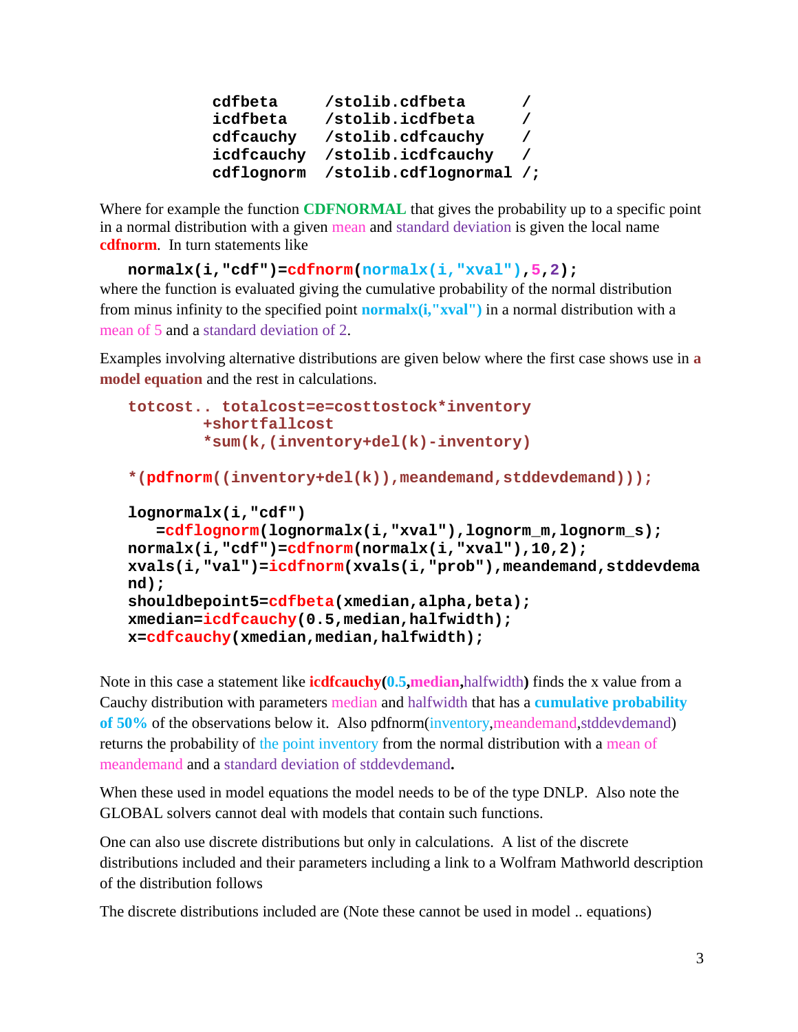```
cdfbeta     /stolib.cdfbeta      /
icdfbeta    /stolib.icdfbeta     /
cdfcauchy   /stolib.cdfcauchy    /
icdfcauchy  /stolib.icdfcauchy   /
cdflognorm  /stolib.cdflognormal /;
```

Where for example the function **CDFNORMAL** that gives the probability up to a specific point in a normal distribution with a given mean and standard deviation is given the local name **cdfnorm**. In turn statements like

```
normalx(i,"cdf")=cdfnorm(normalx(i,"xval"),5,2);
```

where the function is evaluated giving the cumulative probability of the normal distribution from minus infinity to the specified point **normalx(i,"xval")** in a normal distribution with a mean of 5 and a standard deviation of 2.

Examples involving alternative distributions are given below where the first case shows use in **a model equation** and the rest in calculations.

```
totcost.. totalcost=e=costtostock*inventory
        +shortfallcost
        *sum(k,(inventory+del(k)-inventory)

*(pdfnorm((inventory+del(k)),meandemand,stddevdemand)));

lognormalx(i,"cdf")
   =cdflognorm(lognormalx(i,"xval"),lognorm_m,lognorm_s);
normalx(i,"cdf")=cdfnorm(normalx(i,"xval"),10,2);
xvals(i,"val")=icdfnorm(xvals(i,"prob"),meandemand,stddevdema
nd);
shouldbepoint5=cdfbeta(xmedian,alpha,beta);
xmedian=icdfcauchy(0.5,median,halfwidth);
x=cdfcauchy(xmedian,median,halfwidth);
```

Note in this case a statement like **icdfcauchy(0.5,median,**halfwidth**)** finds the x value from a Cauchy distribution with parameters median and halfwidth that has a **cumulative probability of 50%** of the observations below it. Also pdfnorm(inventory,meandemand,stddevdemand) returns the probability of the point inventory from the normal distribution with a mean of meandemand and a standard deviation of stddevdemand**.**

When these used in model equations the model needs to be of the type DNLP. Also note the GLOBAL solvers cannot deal with models that contain such functions.

One can also use discrete distributions but only in calculations. A list of the discrete distributions included and their parameters including a link to a Wolfram Mathworld description of the distribution follows

The discrete distributions included are (Note these cannot be used in model .. equations)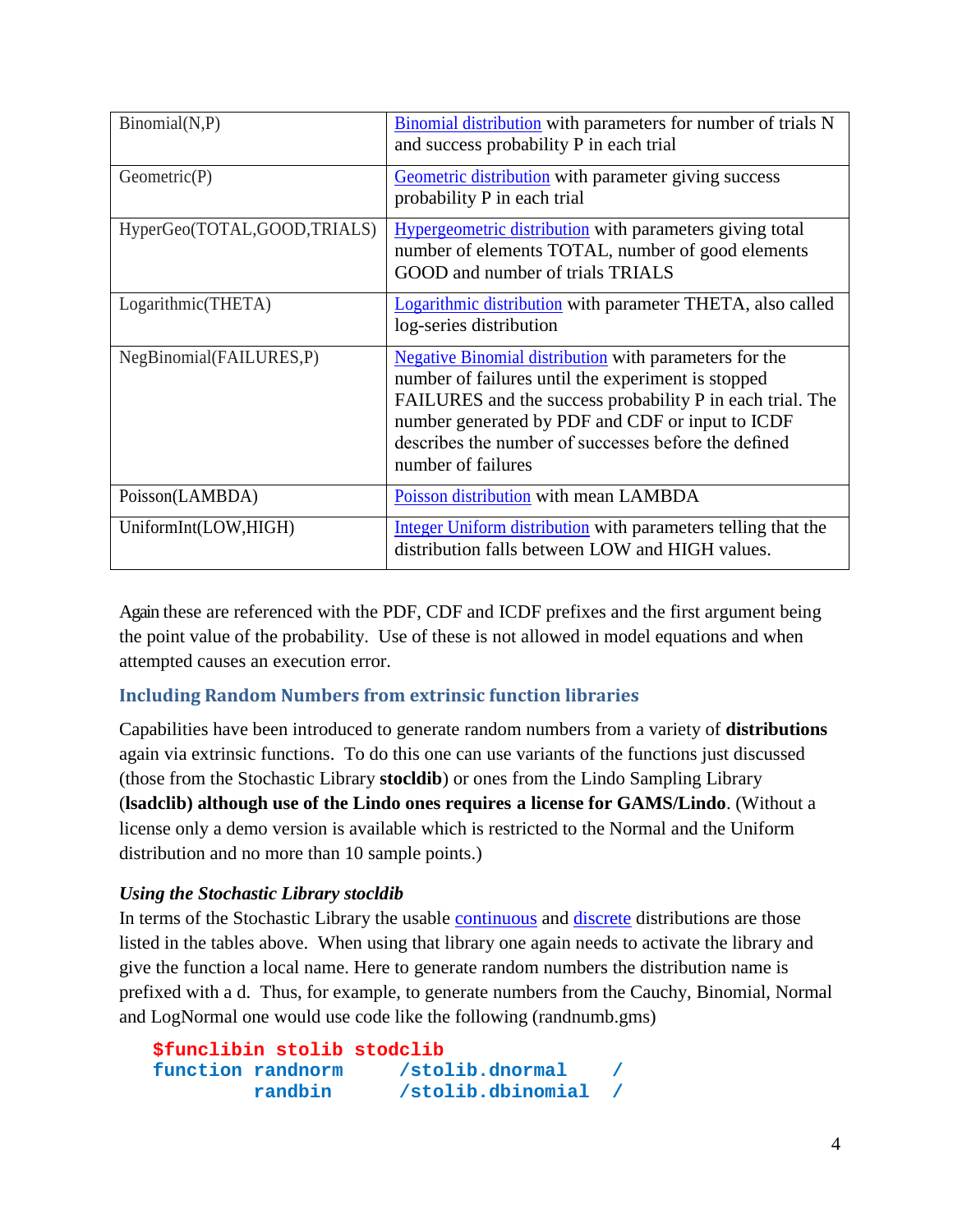| | |
|---|---|
| Binomial(N,P) | Binomial distribution with parameters for number of trials N and success probability P in each trial |
| Geometric(P) | Geometric distribution with parameter giving success probability P in each trial |
| HyperGeo(TOTAL,GOOD,TRIALS) | Hypergeometric distribution with parameters giving total number of elements TOTAL, number of good elements GOOD and number of trials TRIALS |
| Logarithmic(THETA) | Logarithmic distribution with parameter THETA, also called log-series distribution |
| NegBinomial(FAILURES,P) | Negative Binomial distribution with parameters for the number of failures until the experiment is stopped FAILURES and the success probability P in each trial. The number generated by PDF and CDF or input to ICDF describes the number of successes before the defined number of failures |
| Poisson(LAMBDA) | Poisson distribution with mean LAMBDA |
| UniformInt(LOW,HIGH) | Integer Uniform distribution with parameters telling that the distribution falls between LOW and HIGH values. |

Again these are referenced with the PDF, CDF and ICDF prefixes and the first argument being the point value of the probability. Use of these is not allowed in model equations and when attempted causes an execution error.

### Including Random Numbers from extrinsic function libraries

Capabilities have been introduced to generate random numbers from a variety of **distributions** again via extrinsic functions. To do this one can use variants of the functions just discussed (those from the Stochastic Library **stocldib**) or ones from the Lindo Sampling Library (**lsadclib) although use of the Lindo ones requires a license for GAMS/Lindo**. (Without a license only a demo version is available which is restricted to the Normal and the Uniform distribution and no more than 10 sample points.)

#### *Using the Stochastic Library stocldib*

In terms of the Stochastic Library the usable continuous and discrete distributions are those listed in the tables above. When using that library one again needs to activate the library and give the function a local name. Here to generate random numbers the distribution name is prefixed with a d. Thus, for example, to generate numbers from the Cauchy, Binomial, Normal and LogNormal one would use code like the following (randnumb.gms)

```
$funclibin stolib stodclib
function randnorm     /stolib.dnormal    /
         randbin      /stolib.dbinomial  /
```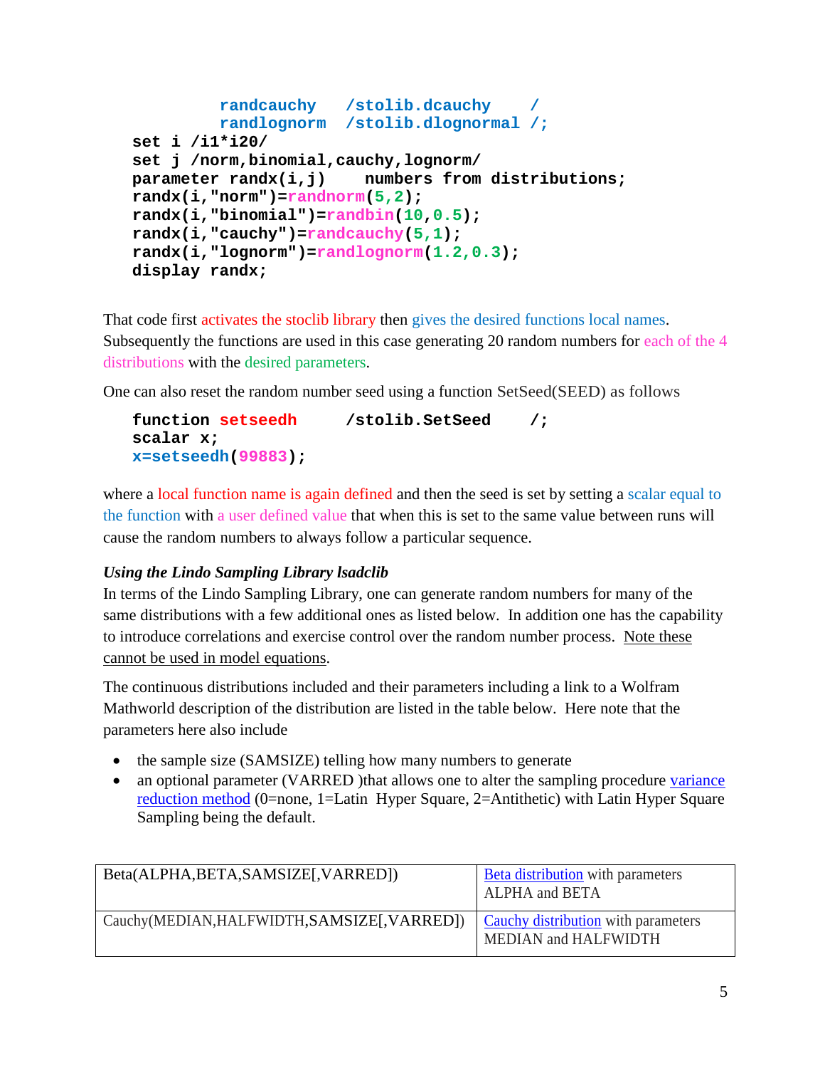```
          randcauchy   /stolib.dcauchy    /
          randlognorm  /stolib.dlognormal /;
set i /i1*i20/
set j /norm,binomial,cauchy,lognorm/
parameter randx(i,j)    numbers from distributions;
randx(i,"norm")=randnorm(5,2);
randx(i,"binomial")=randbin(10,0.5);
randx(i,"cauchy")=randcauchy(5,1);
randx(i,"lognorm")=randlognorm(1.2,0.3);
display randx;
```

That code first activates the stoclib library then gives the desired functions local names. Subsequently the functions are used in this case generating 20 random numbers for each of the 4 distributions with the desired parameters.

One can also reset the random number seed using a function SetSeed(SEED) as follows

```
function setseedh     /stolib.SetSeed    /;
scalar x;
x=setseedh(99883);
```

where a local function name is again defined and then the seed is set by setting a scalar equal to the function with a user defined value that when this is set to the same value between runs will cause the random numbers to always follow a particular sequence.

***Using the Lindo Sampling Library lsadclib***

In terms of the Lindo Sampling Library, one can generate random numbers for many of the same distributions with a few additional ones as listed below. In addition one has the capability to introduce correlations and exercise control over the random number process. Note these cannot be used in model equations.

The continuous distributions included and their parameters including a link to a Wolfram Mathworld description of the distribution are listed in the table below. Here note that the parameters here also include

- the sample size (SAMSIZE) telling how many numbers to generate
- an optional parameter (VARRED )that allows one to alter the sampling procedure variance reduction method (0=none, 1=Latin Hyper Square, 2=Antithetic) with Latin Hyper Square Sampling being the default.

| | |
|---|---|
| Beta(ALPHA,BETA,SAMSIZE[,VARRED]) | Beta distribution with parameters ALPHA and BETA |
| Cauchy(MEDIAN,HALFWIDTH,SAMSIZE[,VARRED]) | Cauchy distribution with parameters MEDIAN and HALFWIDTH |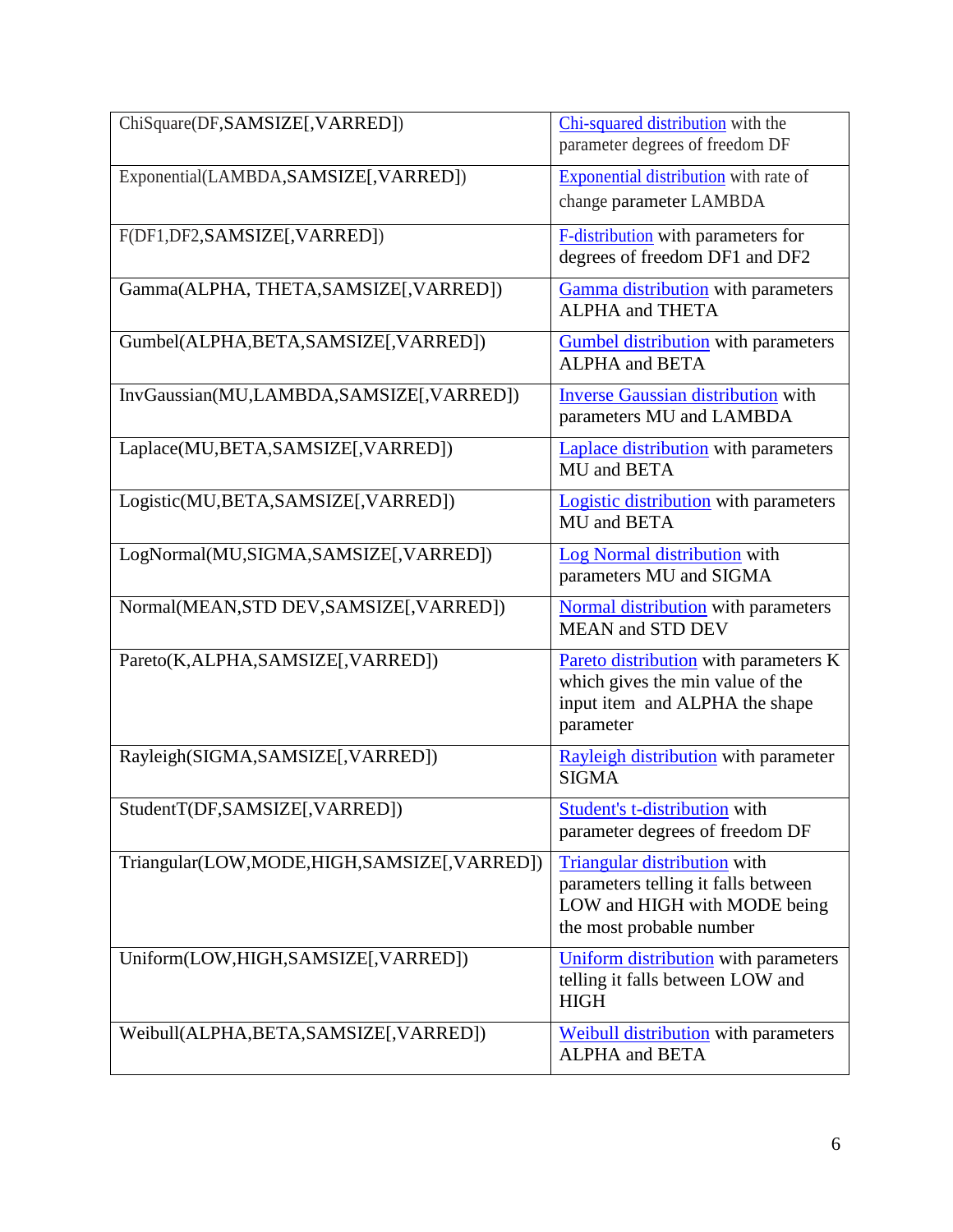| | |
|---|---|
| ChiSquare(DF,SAMSIZE[,VARRED]) | Chi-squared distribution with the parameter degrees of freedom DF |
| Exponential(LAMBDA,SAMSIZE[,VARRED]) | Exponential distribution with rate of change parameter LAMBDA |
| F(DF1,DF2,SAMSIZE[,VARRED]) | F-distribution with parameters for degrees of freedom DF1 and DF2 |
| Gamma(ALPHA, THETA,SAMSIZE[,VARRED]) | Gamma distribution with parameters ALPHA and THETA |
| Gumbel(ALPHA,BETA,SAMSIZE[,VARRED]) | Gumbel distribution with parameters ALPHA and BETA |
| InvGaussian(MU,LAMBDA,SAMSIZE[,VARRED]) | Inverse Gaussian distribution with parameters MU and LAMBDA |
| Laplace(MU,BETA,SAMSIZE[,VARRED]) | Laplace distribution with parameters MU and BETA |
| Logistic(MU,BETA,SAMSIZE[,VARRED]) | Logistic distribution with parameters MU and BETA |
| LogNormal(MU,SIGMA,SAMSIZE[,VARRED]) | Log Normal distribution with parameters MU and SIGMA |
| Normal(MEAN,STD DEV,SAMSIZE[,VARRED]) | Normal distribution with parameters MEAN and STD DEV |
| Pareto(K,ALPHA,SAMSIZE[,VARRED]) | Pareto distribution with parameters K which gives the min value of the input item and ALPHA the shape parameter |
| Rayleigh(SIGMA,SAMSIZE[,VARRED]) | Rayleigh distribution with parameter SIGMA |
| StudentT(DF,SAMSIZE[,VARRED]) | Student's t-distribution with parameter degrees of freedom DF |
| Triangular(LOW,MODE,HIGH,SAMSIZE[,VARRED]) | Triangular distribution with parameters telling it falls between LOW and HIGH with MODE being the most probable number |
| Uniform(LOW,HIGH,SAMSIZE[,VARRED]) | Uniform distribution with parameters telling it falls between LOW and HIGH |
| Weibull(ALPHA,BETA,SAMSIZE[,VARRED]) | Weibull distribution with parameters ALPHA and BETA |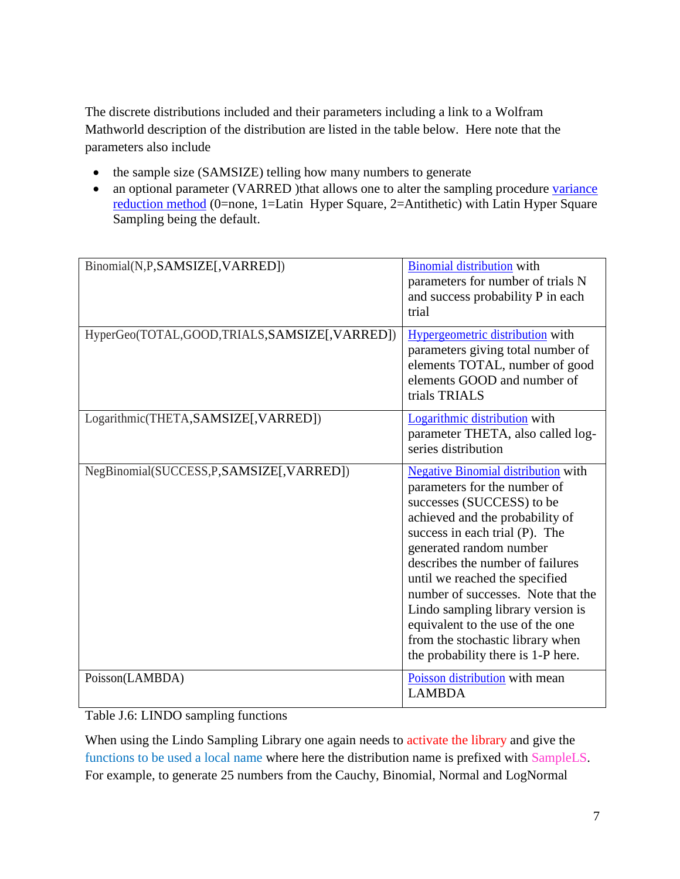The discrete distributions included and their parameters including a link to a Wolfram Mathworld description of the distribution are listed in the table below. Here note that the parameters also include

- the sample size (SAMSIZE) telling how many numbers to generate
- an optional parameter (VARRED )that allows one to alter the sampling procedure variance reduction method (0=none, 1=Latin Hyper Square, 2=Antithetic) with Latin Hyper Square Sampling being the default.

| | |
|---|---|
| Binomial(N,P,SAMSIZE[,VARRED]) | Binomial distribution with parameters for number of trials N and success probability P in each trial |
| HyperGeo(TOTAL,GOOD,TRIALS,SAMSIZE[,VARRED]) | Hypergeometric distribution with parameters giving total number of elements TOTAL, number of good elements GOOD and number of trials TRIALS |
| Logarithmic(THETA,SAMSIZE[,VARRED]) | Logarithmic distribution with parameter THETA, also called log-series distribution |
| NegBinomial(SUCCESS,P,SAMSIZE[,VARRED]) | Negative Binomial distribution with parameters for the number of successes (SUCCESS) to be achieved and the probability of success in each trial (P). The generated random number describes the number of failures until we reached the specified number of successes. Note that the Lindo sampling library version is equivalent to the use of the one from the stochastic library when the probability there is 1-P here. |
| Poisson(LAMBDA) | Poisson distribution with mean LAMBDA |

Table J.6: LINDO sampling functions

When using the Lindo Sampling Library one again needs to activate the library and give the functions to be used a local name where here the distribution name is prefixed with SampleLS. For example, to generate 25 numbers from the Cauchy, Binomial, Normal and LogNormal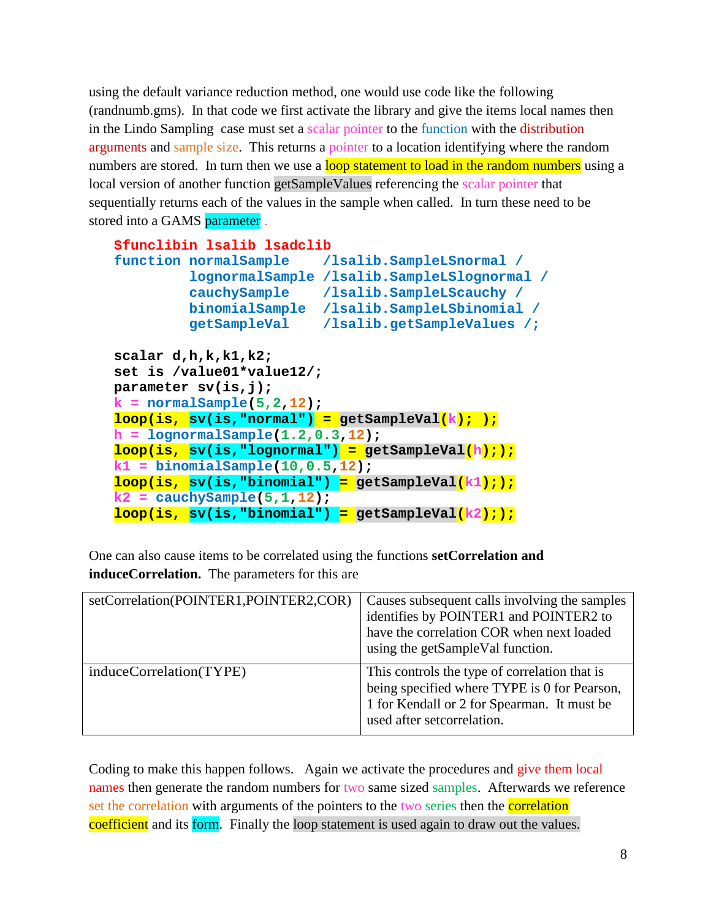using the default variance reduction method, one would use code like the following (randnumb.gms). In that code we first activate the library and give the items local names then in the Lindo Sampling case must set a scalar pointer to the function with the distribution arguments and sample size. This returns a pointer to a location identifying where the random numbers are stored. In turn then we use a loop statement to load in the random numbers using a local version of another function getSampleValues referencing the scalar pointer that sequentially returns each of the values in the sample when called. In turn these need to be stored into a GAMS parameter .

```
$funclibin lsalib lsadclib
function normalSample    /lsalib.SampleLSnormal /
         lognormalSample /lsalib.SampleLSlognormal /
         cauchySample    /lsalib.SampleLScauchy /
         binomialSample  /lsalib.SampleLSbinomial /
         getSampleVal    /lsalib.getSampleValues /;

scalar d,h,k,k1,k2;
set is /value01*value12/;
parameter sv(is,j);
k = normalSample(5,2,12);
loop(is, sv(is,"normal") = getSampleVal(k); );
h = lognormalSample(1.2,0.3,12);
loop(is, sv(is,"lognormal") = getSampleVal(h););
k1 = binomialSample(10,0.5,12);
loop(is, sv(is,"binomial") = getSampleVal(k1););
k2 = cauchySample(5,1,12);
loop(is, sv(is,"binomial") = getSampleVal(k2););
```

One can also cause items to be correlated using the functions **setCorrelation and inducecorrelation.** The parameters for this are

| | |
|---|---|
| setCorrelation(POINTER1,POINTER2,COR) | Causes subsequent calls involving the samples identifies by POINTER1 and POINTER2 to have the correlation COR when next loaded using the getSampleVal function. |
| induceCorrelation(TYPE) | This controls the type of correlation that is being specified where TYPE is 0 for Pearson, 1 for Kendall or 2 for Spearman. It must be used after setcorrelation. |

Coding to make this happen follows. Again we activate the procedures and give them local names then generate the random numbers for two same sized samples. Afterwards we reference set the correlation with arguments of the pointers to the two series then the correlation coefficient and its form. Finally the loop statement is used again to draw out the values.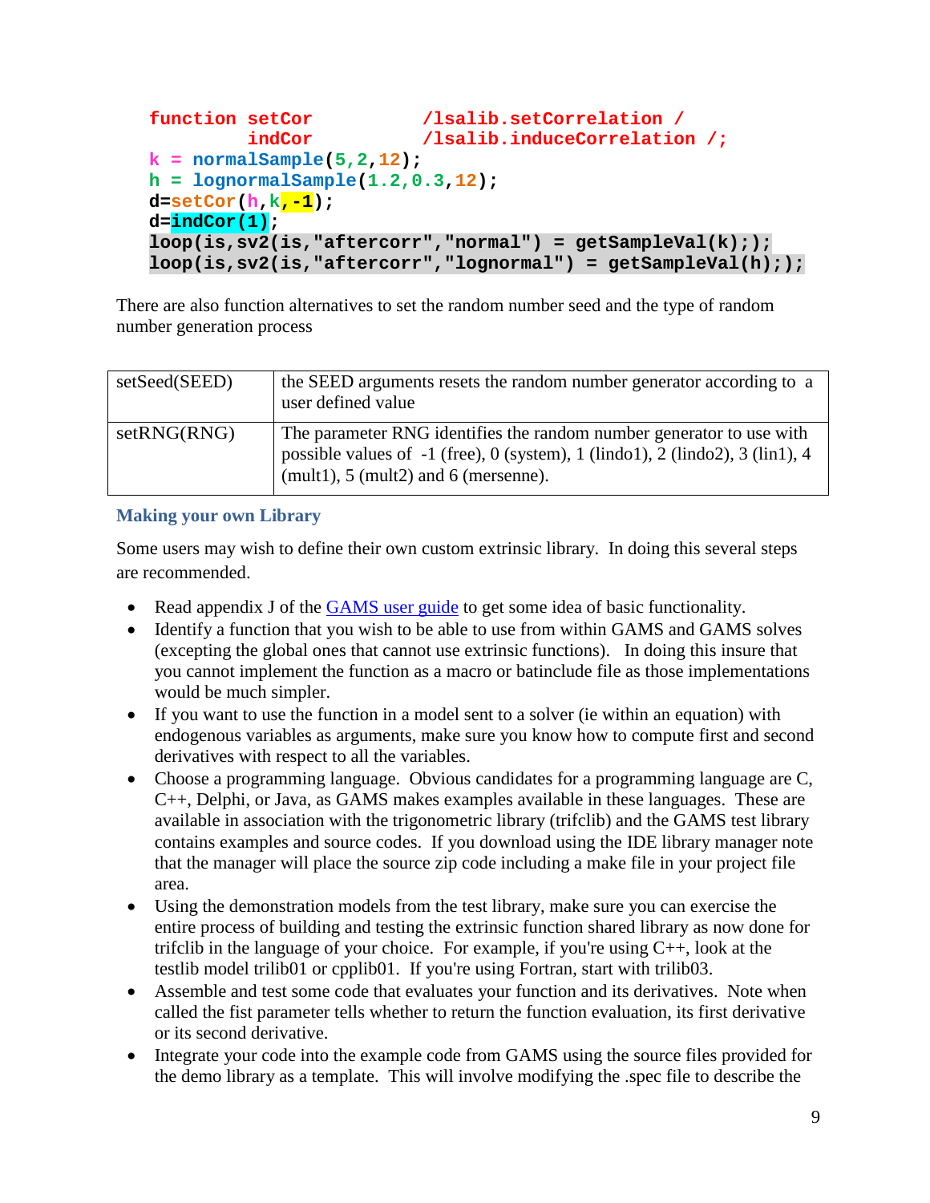```
function setCor          /lsalib.setCorrelation /
         indCor          /lsalib.induceCorrelation /;
k = normalSample(5,2,12);
h = lognormalSample(1.2,0.3,12);
d=setCor(h,k,-1);
d=indCor(1);
loop(is,sv2(is,"aftercorr","normal") = getSampleVal(k););
loop(is,sv2(is,"aftercorr","lognormal") = getSampleVal(h););
```

There are also function alternatives to set the random number seed and the type of random number generation process

| | |
|---|---|
| setSeed(SEED) | the SEED arguments resets the random number generator according to a user defined value |
| setRNG(RNG) | The parameter RNG identifies the random number generator to use with possible values of -1 (free), 0 (system), 1 (lindo1), 2 (lindo2), 3 (lin1), 4 (mult1), 5 (mult2) and 6 (mersenne). |

### Making your own Library

Some users may wish to define their own custom extrinsic library. In doing this several steps are recommended.

- Read appendix J of the GAMS user guide to get some idea of basic functionality.
- Identify a function that you wish to be able to use from within GAMS and GAMS solves (excepting the global ones that cannot use extrinsic functions). In doing this insure that you cannot implement the function as a macro or batinclude file as those implementations would be much simpler.
- If you want to use the function in a model sent to a solver (ie within an equation) with endogenous variables as arguments, make sure you know how to compute first and second derivatives with respect to all the variables.
- Choose a programming language. Obvious candidates for a programming language are C, C++, Delphi, or Java, as GAMS makes examples available in these languages. These are available in association with the trigonometric library (trifclib) and the GAMS test library contains examples and source codes. If you download using the IDE library manager note that the manager will place the source zip code including a make file in your project file area.
- Using the demonstration models from the test library, make sure you can exercise the entire process of building and testing the extrinsic function shared library as now done for trifclib in the language of your choice. For example, if you're using C++, look at the testlib model trilib01 or cpplib01. If you're using Fortran, start with trilib03.
- Assemble and test some code that evaluates your function and its derivatives. Note when called the fist parameter tells whether to return the function evaluation, its first derivative or its second derivative.
- Integrate your code into the example code from GAMS using the source files provided for the demo library as a template. This will involve modifying the .spec file to describe the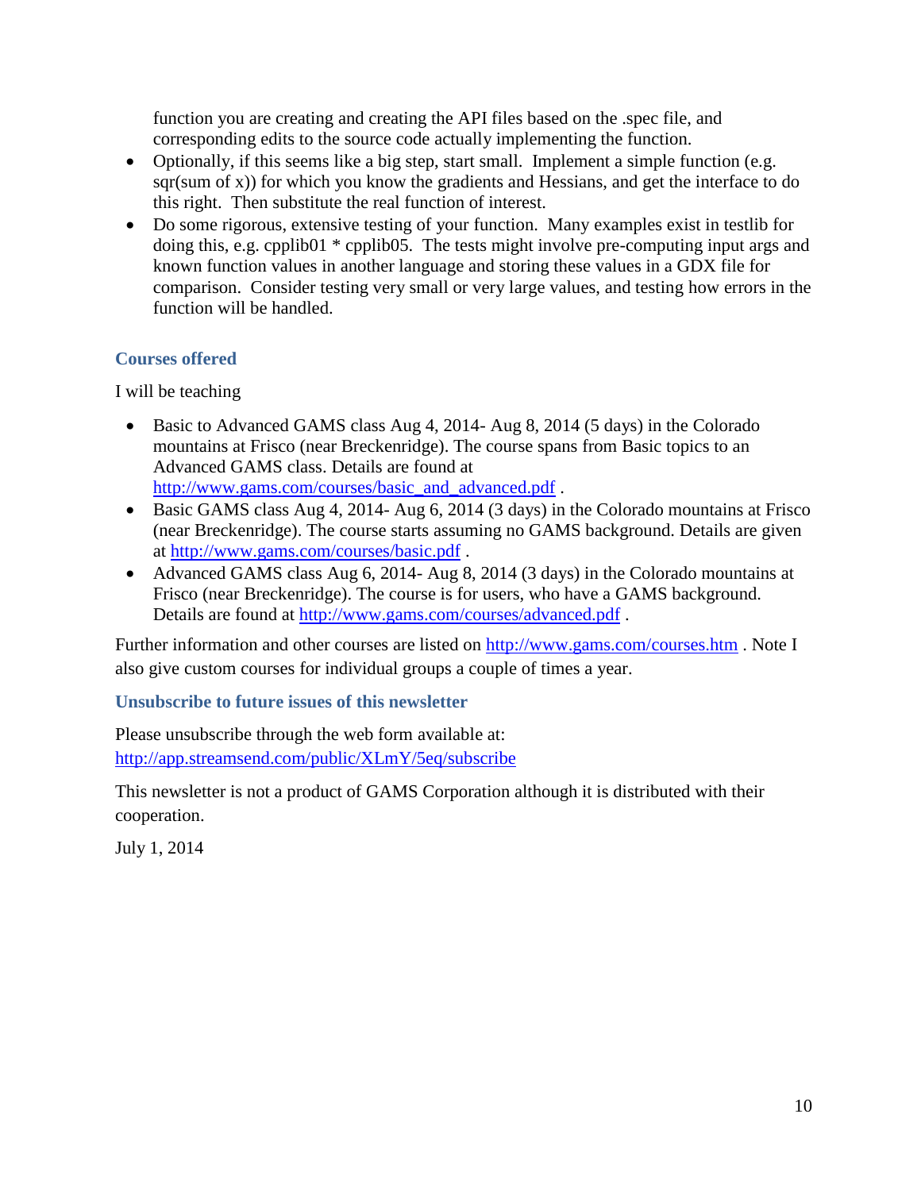function you are creating and creating the API files based on the .spec file, and corresponding edits to the source code actually implementing the function.

- Optionally, if this seems like a big step, start small. Implement a simple function (e.g. sqr(sum of x)) for which you know the gradients and Hessians, and get the interface to do this right. Then substitute the real function of interest.
- Do some rigorous, extensive testing of your function. Many examples exist in testlib for doing this, e.g. cpplib01 * cpplib05. The tests might involve pre-computing input args and known function values in another language and storing these values in a GDX file for comparison. Consider testing very small or very large values, and testing how errors in the function will be handled.

### Courses offered

I will be teaching

- Basic to Advanced GAMS class Aug 4, 2014- Aug 8, 2014 (5 days) in the Colorado mountains at Frisco (near Breckenridge). The course spans from Basic topics to an Advanced GAMS class. Details are found at http://www.gams.com/courses/basic_and_advanced.pdf .
- Basic GAMS class Aug 4, 2014- Aug 6, 2014 (3 days) in the Colorado mountains at Frisco (near Breckenridge). The course starts assuming no GAMS background. Details are given at http://www.gams.com/courses/basic.pdf .
- Advanced GAMS class Aug 6, 2014- Aug 8, 2014 (3 days) in the Colorado mountains at Frisco (near Breckenridge). The course is for users, who have a GAMS background. Details are found at http://www.gams.com/courses/advanced.pdf .

Further information and other courses are listed on http://www.gams.com/courses.htm . Note I also give custom courses for individual groups a couple of times a year.

### Unsubscribe to future issues of this newsletter

Please unsubscribe through the web form available at: http://app.streamsend.com/public/XLmY/5eq/subscribe

This newsletter is not a product of GAMS Corporation although it is distributed with their cooperation.

July 1, 2014